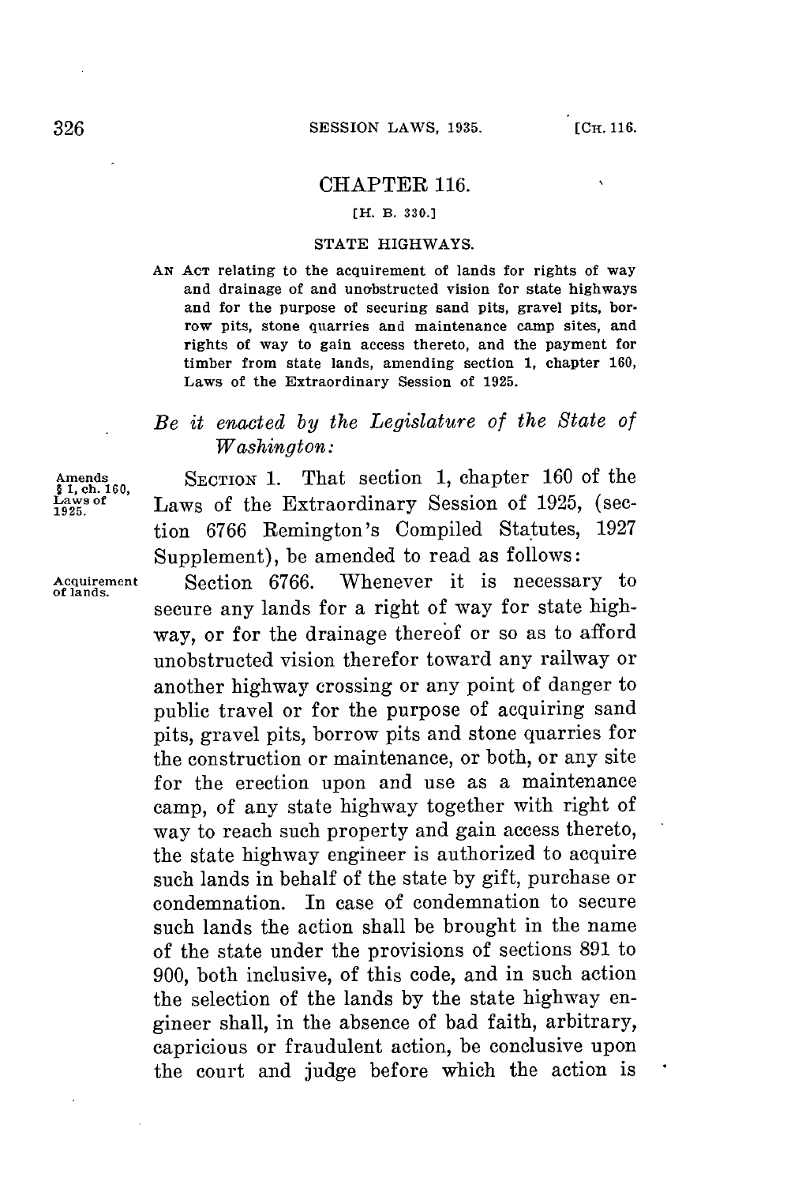# CHAPTER 116.

[H. B. 330.]

## STATE HIGHWAYS.

AN ACT relating to the acquirement of lands for rights of way and drainage of and unobstructed vision for state highways and for the purpose of securing sand pits, gravel pits, borrow pits, stone quarries and maintenance camp sites, and rights of way to gain access thereto, and the payment for timber from state lands, amending section 1, chapter 160, Laws of the Extraordinary Session of 1925.

*Be it enacted by the Legislature of the State of Washington:*

Amends § 1, ch. 160, Laws of 1925.

SECTION 1. That section 1, chapter 160 of the Laws of the Extraordinary Session of 1925, (section 6766 Remington's Compiled Statutes, 1927 Supplement), be amended to read as follows:

Acquirement of lands.

Section 6766. Whenever it is necessary to secure any lands for a right of way for state highway, or for the drainage thereof or so as to afford unobstructed vision therefor toward any railway or another highway crossing or any point of danger to public travel or for the purpose of acquiring sand pits, gravel pits, borrow pits and stone quarries for the construction or maintenance, or both, or any site for the erection upon and use as a maintenance camp, of any state highway together with right of way to reach such property and gain access thereto, the state highway engineer is authorized to acquire such lands in behalf of the state by gift, purchase or condemnation. In case of condemnation to secure such lands the action shall be brought in the name of the state under the provisions of sections 891 to 900, both inclusive, of this code, and in such action the selection of the lands by the state highway engineer shall, in the absence of bad faith, arbitrary, capricious or fraudulent action, be conclusive upon the court and judge before which the action is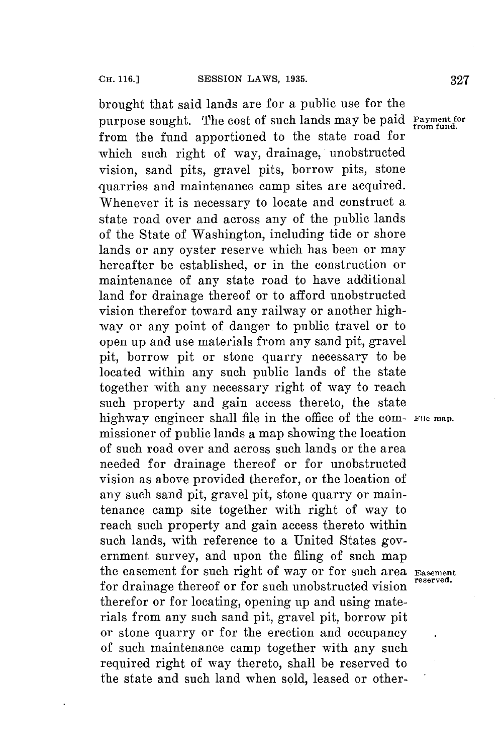brought that said lands are for a public use for the purpose sought. The cost of such lands may be paid from the fund apportioned to the state road for which such right of way, drainage, unobstructed vision, sand pits, gravel pits, borrow pits, stone quarries and maintenance camp sites are acquired. Whenever it is necessary to locate and construct a state road over and across any of the public lands of the State of Washington, including tide or shore lands or any oyster reserve which has been or may hereafter be established, or in the construction or maintenance of any state road to have additional land for drainage thereof or to afford unobstructed vision therefor toward any railway or another highway or any point of danger to public travel or to open up and use materials from any sand pit, gravel pit, borrow pit or stone quarry necessary to be located within any such public lands of the state together with any necessary right of way to reach such property and gain access thereto, the state highway engineer shall file in the office of the commissioner of public lands a map showing the location of such road over and across such lands or the area needed for drainage thereof or for unobstructed vision as above provided therefor, or the location of any such sand pit, gravel pit, stone quarry or maintenance camp site together with right of way to reach such property and gain access thereto within such lands, with reference to a United States government survey, and upon the filing of such map the easement for such right of way or for such area for drainage thereof or for such unobstructed vision therefor or for locating, opening up and using materials from any such sand pit, gravel pit, borrow pit or stone quarry or for the erection and occupancy of such maintenance camp together with any such required right of way thereto, shall be reserved to the state and such land when sold, leased or other-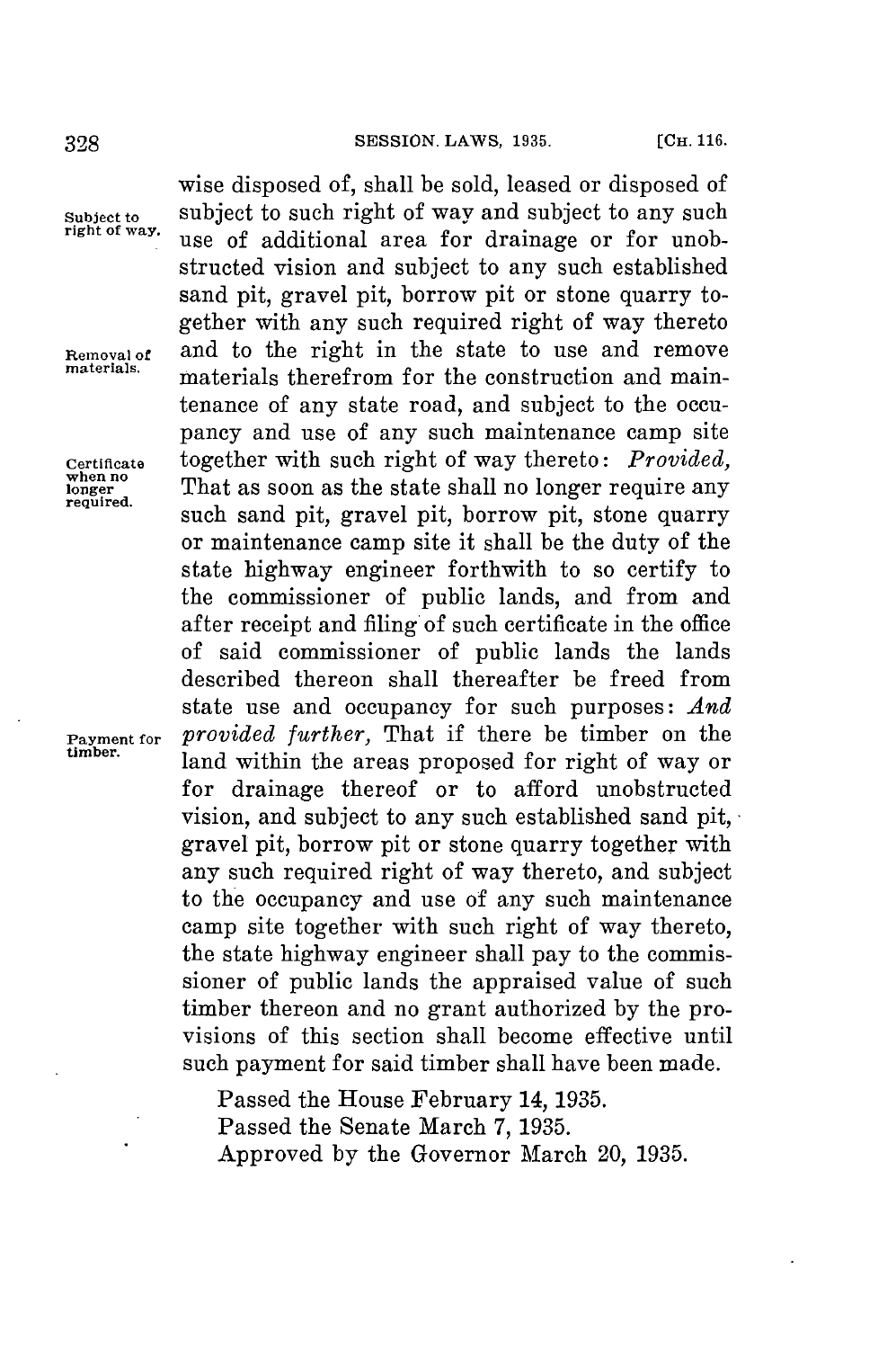wise disposed of, shall be sold, leased or disposed of subject to such right of way and subject to any such use of additional area for drainage or for unobstructed vision and subject to any such established sand pit, gravel pit, borrow pit or stone quarry together with any such required right of way thereto and to the right in the state to use and remove materials therefrom for the construction and maintenance of any state road, and subject to the occupancy and use of any such maintenance camp site together with such right of way thereto: *Provided,* That as soon as the state shall no longer require any such sand pit, gravel pit, borrow pit, stone quarry or maintenance camp site it shall be the duty of the state highway engineer forthwith to so certify to the commissioner of public lands, and from and after receipt and filing of such certificate in the office of said commissioner of public lands the lands described thereon shall thereafter be freed from state use and occupancy for such purposes: *And provided further,* That if there be timber on the land within the areas proposed for right of way or for drainage thereof or to afford unobstructed vision, and subject to any such established sand pit, gravel pit, borrow pit or stone quarry together with any such required right of way thereto, and subject to the occupancy and use of any such maintenance camp site together with such right of way thereto, the state highway engineer shall pay to the commissioner of public lands the appraised value of such timber thereon and no grant authorized by the provisions of this section shall become effective until such payment for said timber shall have been made.

Subject to right of way.

Removal of materials.

Certificate when no longer required.

Payment for timber.

Passed the House February 14, 1935.
Passed the Senate March 7, 1935.
Approved by the Governor March 20, 1935.